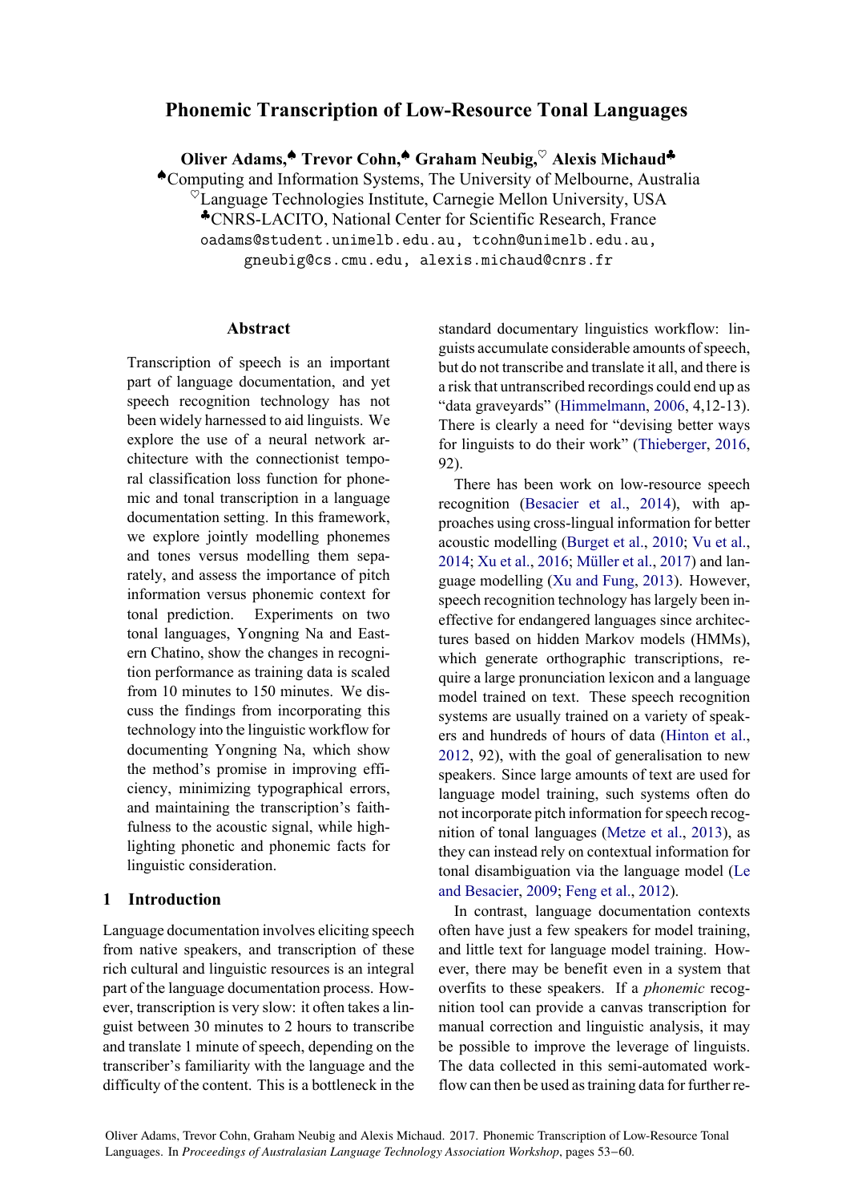# Phenomic Transcription of Low-Resource Tonal Languages

**Oliver Adams,♠ Trevor Cohn,♠ Graham Neubig,♡ Alexis Michaud♣**

♠Computing and Information Systems, The University of Melbourne, Australia
♡Language Technologies Institute, Carnegie Mellon University, USA
♣CNRS-LACITO, National Center for Scientific Research, France

oadams@student.unimelb.edu.au, tcohn@unimelb.edu.au, gneubig@cs.cmu.edu, alexis.michaud@cnrs.fr

## Abstract

Transcription of speech is an important part of language documentation, and yet speech recognition technology has not been widely harnessed to aid linguists. We explore the use of a neural network architecture with the connectionist temporal classification loss function for phonemic and tonal transcription in a language documentation setting. In this framework, we explore jointly modelling phonemes and tones versus modelling them separately, and assess the importance of pitch information versus phonemic context for tonal prediction. Experiments on two tonal languages, Yongning Na and Eastern Chatino, show the changes in recognition performance as training data is scaled from 10 minutes to 150 minutes. We discuss the findings from incorporating this technology into the linguistic workflow for documenting Yongning Na, which show the method's promise in improving efficiency, minimizing typographical errors, and maintaining the transcription's faithfulness to the acoustic signal, while highlighting phonetic and phonemic facts for linguistic consideration.

## 1 Introduction

Language documentation involves eliciting speech from native speakers, and transcription of these rich cultural and linguistic resources is an integral part of the language documentation process. However, transcription is very slow: it often takes a linguist between 30 minutes to 2 hours to transcribe and translate 1 minute of speech, depending on the transcriber's familiarity with the language and the difficulty of the content. This is a bottleneck in the standard documentary linguistics workflow: linguists accumulate considerable amounts of speech, but do not transcribe and translate it all, and there is a risk that untranscribed recordings could end up as "data graveyards" (Himmelmann, 2006, 4,12-13). There is clearly a need for "devising better ways for linguists to do their work" (Thieberger, 2016, 92).

There has been work on low-resource speech recognition (Besacier et al., 2014), with approaches using cross-lingual information for better acoustic modelling (Burget et al., 2010; Vu et al., 2014; Xu et al., 2016; Müller et al., 2017) and language modelling (Xu and Fung, 2013). However, speech recognition technology has largely been ineffective for endangered languages since architectures based on hidden Markov models (HMMs), which generate orthographic transcriptions, require a large pronunciation lexicon and a language model trained on text. These speech recognition systems are usually trained on a variety of speakers and hundreds of hours of data (Hinton et al., 2012, 92), with the goal of generalisation to new speakers. Since large amounts of text are used for language model training, such systems often do not incorporate pitch information for speech recognition of tonal languages (Metze et al., 2013), as they can instead rely on contextual information for tonal disambiguation via the language model (Le and Besacier, 2009; Feng et al., 2012).

In contrast, language documentation contexts often have just a few speakers for model training, and little text for language model training. However, there may be benefit even in a system that overfits to these speakers. If a *phonemic* recognition tool can provide a canvas transcription for manual correction and linguistic analysis, it may be possible to improve the leverage of linguists. The data collected in this semi-automated workflow can then be used as training data for further re-

Oliver Adams, Trevor Cohn, Graham Neubig and Alexis Michaud. 2017. Phonemic Transcription of Low-Resource Tonal Languages. In *Proceedings of Australasian Language Technology Association Workshop*, pages 53−60.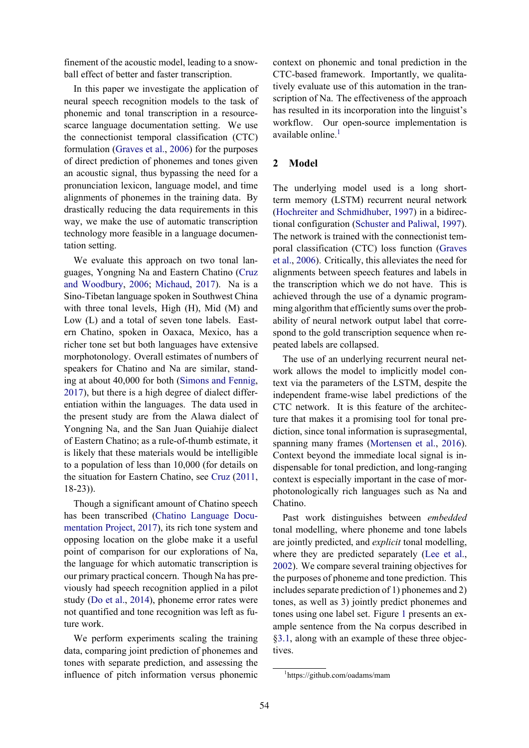finement of the acoustic model, leading to a snowball effect of better and faster transcription.

In this paper we investigate the application of neural speech recognition models to the task of phonemic and tonal transcription in a resource-scarce language documentation setting. We use the connectionist temporal classification (CTC) formulation (Graves et al., 2006) for the purposes of direct prediction of phonemes and tones given an acoustic signal, thus bypassing the need for a pronunciation lexicon, language model, and time alignments of phonemes in the training data. By drastically reducing the data requirements in this way, we make the use of automatic transcription technology more feasible in a language documentation setting.

We evaluate this approach on two tonal languages, Yongning Na and Eastern Chatino (Cruz and Woodbury, 2006; Michaud, 2017). Na is a Sino-Tibetan language spoken in Southwest China with three tonal levels, High (H), Mid (M) and Low (L) and a total of seven tone labels. Eastern Chatino, spoken in Oaxaca, Mexico, has a richer tone set but both languages have extensive morphotonology. Overall estimates of numbers of speakers for Chatino and Na are similar, standing at about 40,000 for both (Simons and Fennig, 2017), but there is a high degree of dialect differentiation within the languages. The data used in the present study are from the Alawa dialect of Yongning Na, and the San Juan Quiahije dialect of Eastern Chatino; as a rule-of-thumb estimate, it is likely that these materials would be intelligible to a population of less than 10,000 (for details on the situation for Eastern Chatino, see Cruz (2011, 18-23)).

Though a significant amount of Chatino speech has been transcribed (Chatino Language Documentation Project, 2017), its rich tone system and opposing location on the globe make it a useful point of comparison for our explorations of Na, the language for which automatic transcription is our primary practical concern. Though Na has previously had speech recognition applied in a pilot study (Do et al., 2014), phoneme error rates were not quantified and tone recognition was left as future work.

We perform experiments scaling the training data, comparing joint prediction of phonemes and tones with separate prediction, and assessing the influence of pitch information versus phonemic context on phonemic and tonal prediction in the CTC-based framework. Importantly, we qualitatively evaluate use of this automation in the transcription of Na. The effectiveness of the approach has resulted in its incorporation into the linguist's workflow. Our open-source implementation is available online.[1]

## 2 Model

The underlying model used is a long short-term memory (LSTM) recurrent neural network (Hochreiter and Schmidhuber, 1997) in a bidirectional configuration (Schuster and Paliwal, 1997). The network is trained with the connectionist temporal classification (CTC) loss function (Graves et al., 2006). Critically, this alleviates the need for alignments between speech features and labels in the transcription which we do not have. This is achieved through the use of a dynamic programming algorithm that efficiently sums over the probability of neural network output label that correspond to the gold transcription sequence when repeated labels are collapsed.

The use of an underlying recurrent neural network allows the model to implicitly model context via the parameters of the LSTM, despite the independent frame-wise label predictions of the CTC network. It is this feature of the architecture that makes it a promising tool for tonal prediction, since tonal information is suprasegmental, spanning many frames (Mortensen et al., 2016). Context beyond the immediate local signal is indispensable for tonal prediction, and long-ranging context is especially important in the case of morphotonologically rich languages such as Na and Chatino.

Past work distinguishes between *embedded* tonal modelling, where phoneme and tone labels are jointly predicted, and *explicit* tonal modelling, where they are predicted separately (Lee et al., 2002). We compare several training objectives for the purposes of phoneme and tone prediction. This includes separate prediction of 1) phonemes and 2) tones, as well as 3) jointly predict phonemes and tones using one label set. Figure 1 presents an example sentence from the Na corpus described in §3.1, along with an example of these three objectives.

[1] https://github.com/oadams/mam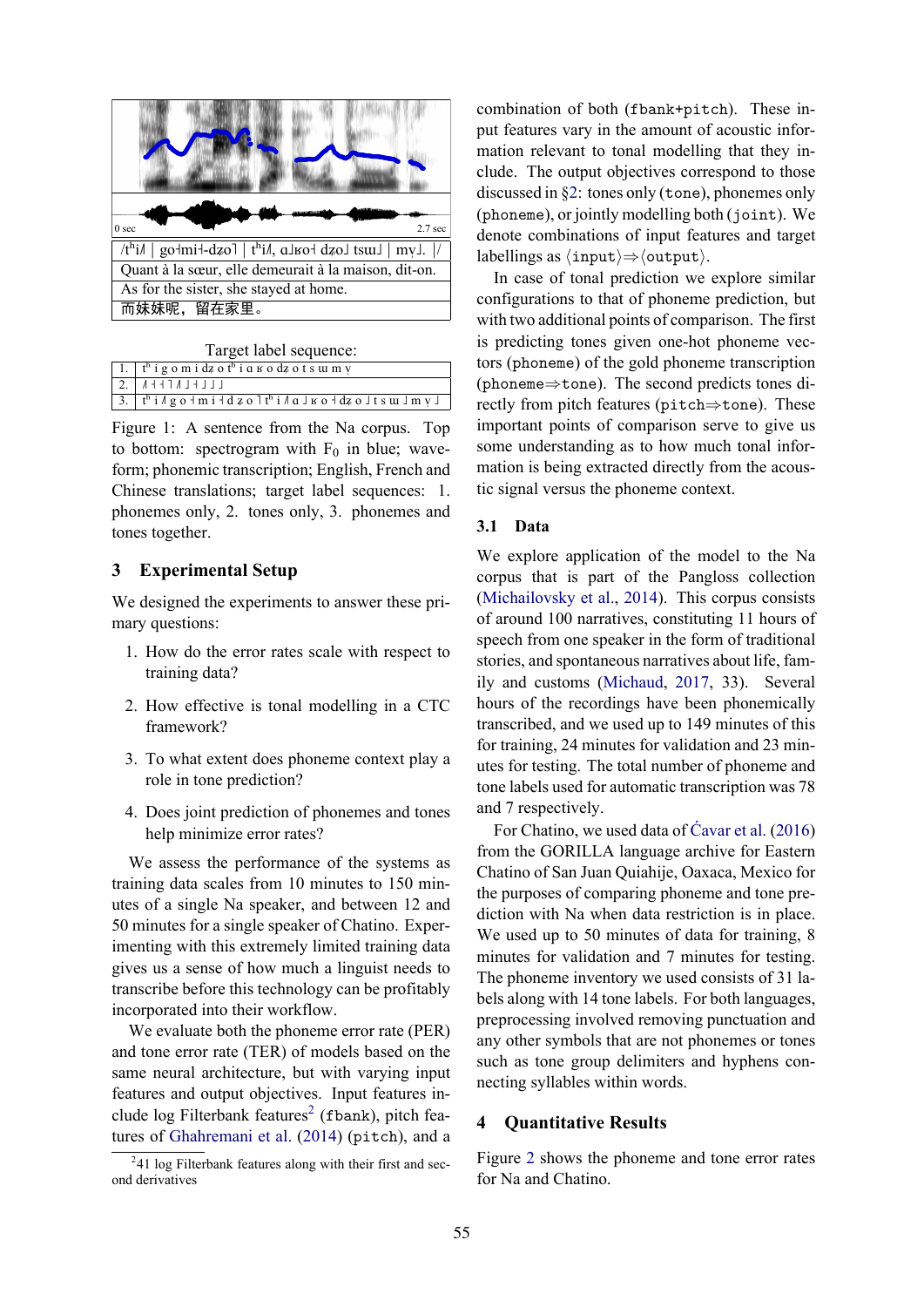/tʰi˧˥ | go˧mi˧-dʐo˥ | tʰi˧˥, ɑ˩ʁo˧ dʐo˩ tsɯ˩ | mv̩˩. |/

Quant à la sœur, elle demeurait à la maison, dit-on.

As for the sister, she stayed at home.

而妹妹呢，留在家里。

Target label sequence:

| | |
|---|---|
| 1. | tʰ i g o m i dʐ o tʰ i ɑ ʁ o dʐ o t s ɯ m v̩ |
| 2. | ˧˥ ˧ ˧ ˥ ˧˥ ˩ ˧ ˩ ˩ ˩ |
| 3. | tʰ i ˧˥ g o ˧ m i ˧ d ʐ o ˥ tʰ i ˧˥ ɑ ˩ ʁ o ˧ dʐ o ˩ t s ɯ ˩ m v̩ ˩ |

Figure 1: A sentence from the Na corpus. Top to bottom: spectrogram with $F_0$ in blue; waveform; phonemic transcription; English, French and Chinese translations; target label sequences: 1. phonemes only, 2. tones only, 3. phonemes and tones together.

## 3 Experimental Setup

We designed the experiments to answer these primary questions:

1. How do the error rates scale with respect to training data?
2. How effective is tonal modelling in a CTC framework?
3. To what extent does phoneme context play a role in tone prediction?
4. Does joint prediction of phonemes and tones help minimize error rates?

We assess the performance of the systems as training data scales from 10 minutes to 150 minutes of a single Na speaker, and between 12 and 50 minutes for a single speaker of Chatino. Experimenting with this extremely limited training data gives us a sense of how much a linguist needs to transcribe before this technology can be profitably incorporated into their workflow.

We evaluate both the phoneme error rate (PER) and tone error rate (TER) of models based on the same neural architecture, but with varying input features and output objectives. Input features include log Filterbank features[2] (`fbank`), pitch features of Ghahremani et al. (2014) (`pitch`), and a combination of both (`fbank+pitch`). These input features vary in the amount of acoustic information relevant to tonal modelling that they include. The output objectives correspond to those discussed in §2: tones only (`tone`), phonemes only (`phoneme`), or jointly modelling both (`joint`). We denote combinations of input features and target labellings as ⟨`input`⟩⇒⟨`output`⟩.

In case of tonal prediction we explore similar configurations to that of phoneme prediction, but with two additional points of comparison. The first is predicting tones given one-hot phoneme vectors (`phoneme`) of the gold phoneme transcription (`phoneme`⇒`tone`). The second predicts tones directly from pitch features (`pitch`⇒`tone`). These important points of comparison serve to give us some understanding as to how much tonal information is being extracted directly from the acoustic signal versus the phoneme context.

### 3.1 Data

We explore application of the model to the Na corpus that is part of the Pangloss collection (Michailovsky et al., 2014). This corpus consists of around 100 narratives, constituting 11 hours of speech from one speaker in the form of traditional stories, and spontaneous narratives about life, family and customs (Michaud, 2017, 33). Several hours of the recordings have been phonemically transcribed, and we used up to 149 minutes of this for training, 24 minutes for validation and 23 minutes for testing. The total number of phoneme and tone labels used for automatic transcription was 78 and 7 respectively.

For Chatino, we used data of Ćavar et al. (2016) from the GORILLA language archive for Eastern Chatino of San Juan Quiahije, Oaxaca, Mexico for the purposes of comparing phoneme and tone prediction with Na when data restriction is in place. We used up to 50 minutes of data for training, 8 minutes for validation and 7 minutes for testing. The phoneme inventory we used consists of 31 labels along with 14 tone labels. For both languages, preprocessing involved removing punctuation and any other symbols that are not phonemes or tones such as tone group delimiters and hyphens connecting syllables within words.

## 4 Quantitative Results

Figure 2 shows the phoneme and tone error rates for Na and Chatino.

[2] 41 log Filterbank features along with their first and second derivatives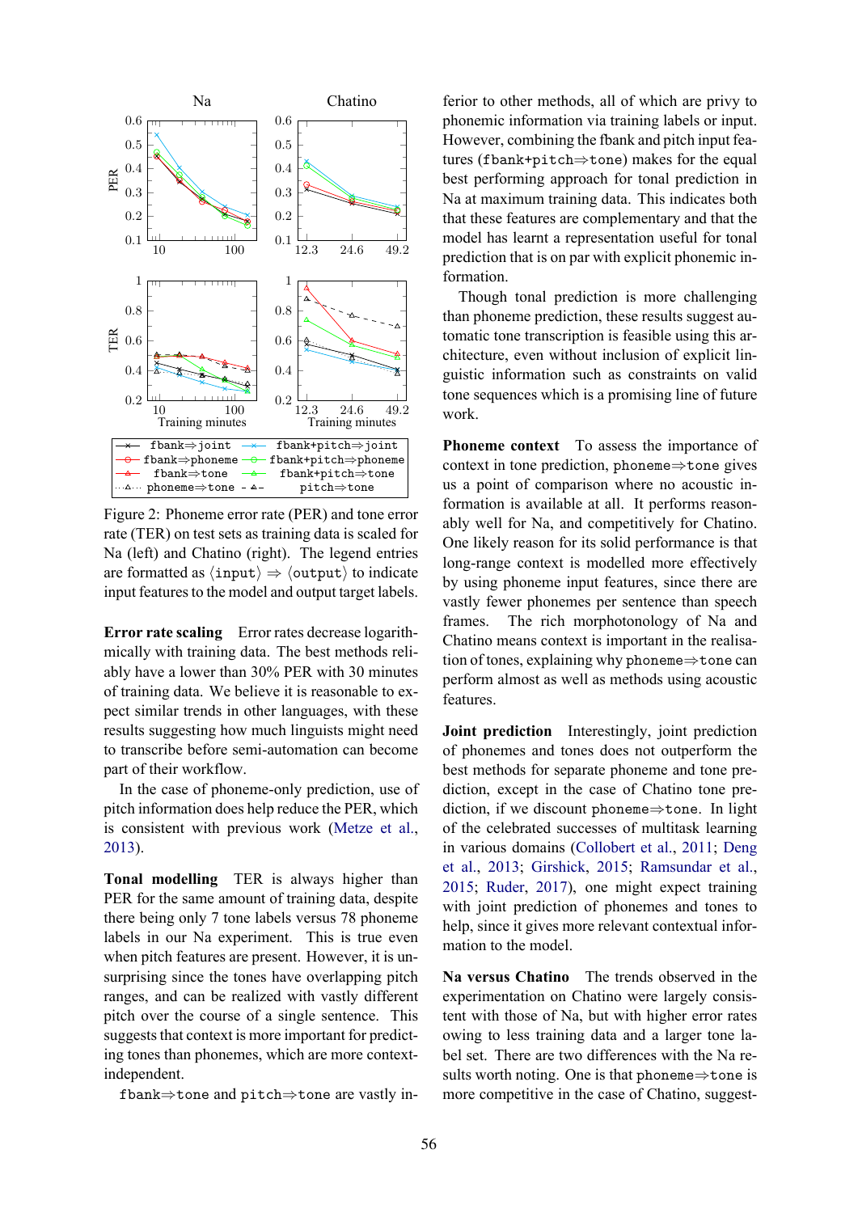Figure 2: Phoneme error rate (PER) and tone error rate (TER) on test sets as training data is scaled for Na (left) and Chatino (right). The legend entries are formatted as ⟨input⟩ ⇒ ⟨output⟩ to indicate input features to the model and output target labels.

**Error rate scaling** Error rates decrease logarithmically with training data. The best methods reliably have a lower than 30% PER with 30 minutes of training data. We believe it is reasonable to expect similar trends in other languages, with these results suggesting how much linguists might need to transcribe before semi-automation can become part of their workflow.

In the case of phoneme-only prediction, use of pitch information does help reduce the PER, which is consistent with previous work (Metze et al., 2013).

**Tonal modelling** TER is always higher than PER for the same amount of training data, despite there being only 7 tone labels versus 78 phoneme labels in our Na experiment. This is true even when pitch features are present. However, it is unsurprising since the tones have overlapping pitch ranges, and can be realized with vastly different pitch over the course of a single sentence. This suggests that context is more important for predicting tones than phonemes, which are more context-independent.

fbank⇒tone and pitch⇒tone are vastly inferior to other methods, all of which are privy to phonemic information via training labels or input. However, combining the fbank and pitch input features (fbank+pitch⇒tone) makes for the equal best performing approach for tonal prediction in Na at maximum training data. This indicates both that these features are complementary and that the model has learnt a representation useful for tonal prediction that is on par with explicit phonemic information.

Though tonal prediction is more challenging than phoneme prediction, these results suggest automatic tone transcription is feasible using this architecture, even without inclusion of explicit linguistic information such as constraints on valid tone sequences which is a promising line of future work.

**Phoneme context** To assess the importance of context in tone prediction, phoneme⇒tone gives us a point of comparison where no acoustic information is available at all. It performs reasonably well for Na, and competitively for Chatino. One likely reason for its solid performance is that long-range context is modelled more effectively by using phoneme input features, since there are vastly fewer phonemes per sentence than speech frames. The rich morphotonology of Na and Chatino means context is important in the realisation of tones, explaining why phoneme⇒tone can perform almost as well as methods using acoustic features.

**Joint prediction** Interestingly, joint prediction of phonemes and tones does not outperform the best methods for separate phoneme and tone prediction, except in the case of Chatino tone prediction, if we discount phoneme⇒tone. In light of the celebrated successes of multitask learning in various domains (Collobert et al., 2011; Deng et al., 2013; Girshick, 2015; Ramsundar et al., 2015; Ruder, 2017), one might expect training with joint prediction of phonemes and tones to help, since it gives more relevant contextual information to the model.

**Na versus Chatino** The trends observed in the experimentation on Chatino were largely consistent with those of Na, but with higher error rates owing to less training data and a larger tone label set. There are two differences with the Na results worth noting. One is that phoneme⇒tone is more competitive in the case of Chatino, suggest-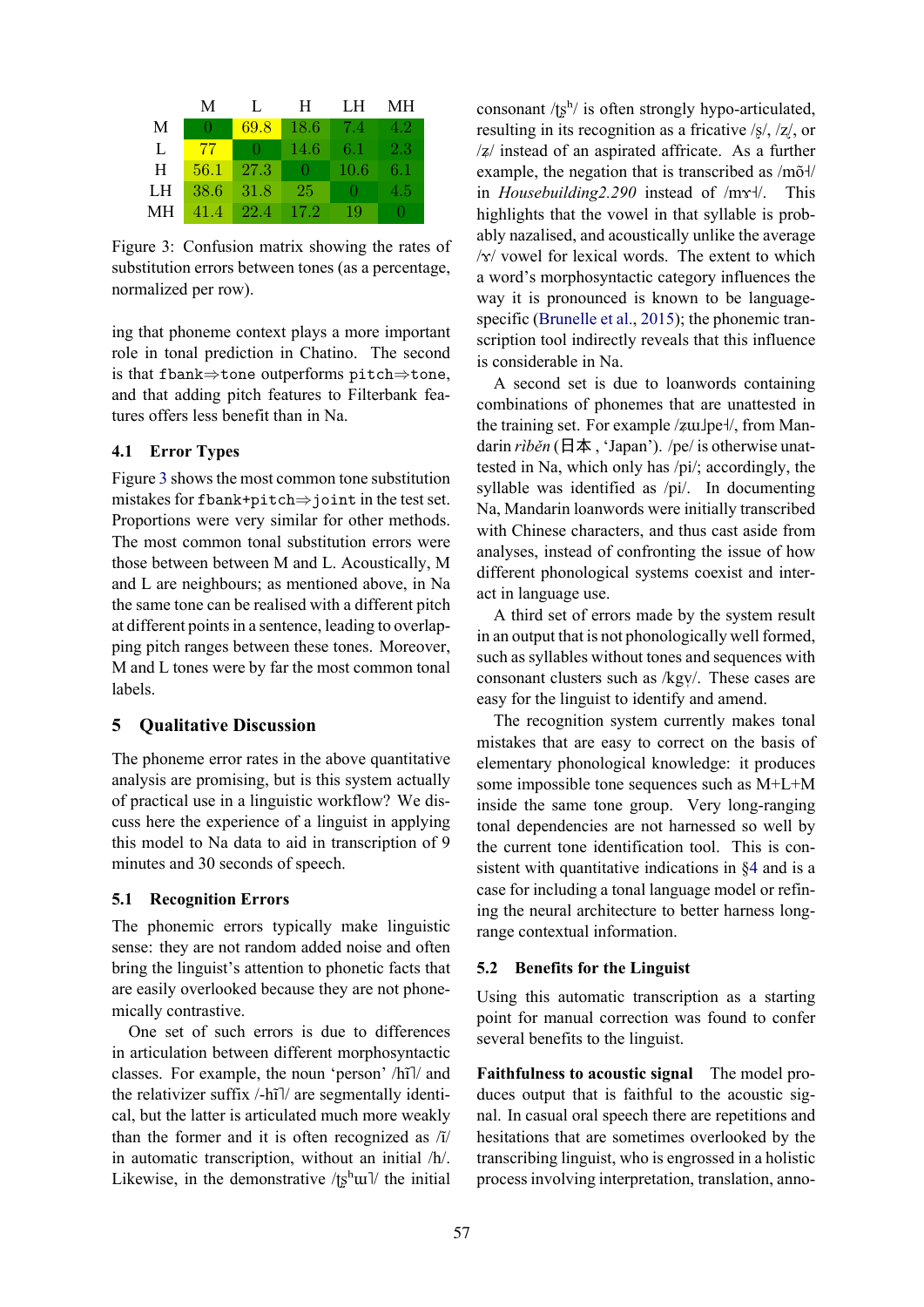|  | M | L | H | LH | MH |
|---|---|---|---|---|---|
| M | 0 | 69.8 | 18.6 | 7.4 | 4.2 |
| L | 77 | 0 | 14.6 | 6.1 | 2.3 |
| H | 56.1 | 27.3 | 0 | 10.6 | 6.1 |
| LH | 38.6 | 31.8 | 25 | 0 | 4.5 |
| MH | 41.4 | 22.4 | 17.2 | 19 | 0 |

Figure 3: Confusion matrix showing the rates of substitution errors between tones (as a percentage, normalized per row).

ing that phoneme context plays a more important role in tonal prediction in Chatino. The second is that `fbank`⇒`tone` outperforms `pitch`⇒`tone`, and that adding pitch features to Filterbank features offers less benefit than in Na.

### 4.1 Error Types

Figure 3 shows the most common tone substitution mistakes for `fbank+pitch`⇒`joint` in the test set. Proportions were very similar for other methods. The most common tonal substitution errors were those between between M and L. Acoustically, M and L are neighbours; as mentioned above, in Na the same tone can be realised with a different pitch at different points in a sentence, leading to overlapping pitch ranges between these tones. Moreover, M and L tones were by far the most common tonal labels.

## 5 Qualitative Discussion

The phoneme error rates in the above quantitative analysis are promising, but is this system actually of practical use in a linguistic workflow? We discuss here the experience of a linguist in applying this model to Na data to aid in transcription of 9 minutes and 30 seconds of speech.

### 5.1 Recognition Errors

The phonemic errors typically make linguistic sense: they are not random added noise and often bring the linguist's attention to phonetic facts that are easily overlooked because they are not phonemically contrastive.

One set of such errors is due to differences in articulation between different morphosyntactic classes. For example, the noun 'person' /hĩ˩/ and the relativizer suffix /-hĩ˩/ are segmentally identical, but the latter is articulated much more weakly than the former and it is often recognized as /ĩ/ in automatic transcription, without an initial /h/. Likewise, in the demonstrative /ʈʂʰɯ˩/ the initial consonant /ʈʂʰ/ is often strongly hypo-articulated, resulting in its recognition as a fricative /ʂ/, /ʐ/, or /ʐ/ instead of an aspirated affricate. As a further example, the negation that is transcribed as /mõ˧/ in *Housebuilding2.290* instead of /mɤ˧/. This highlights that the vowel in that syllable is probably nazalised, and acoustically unlike the average /ɤ/ vowel for lexical words. The extent to which a word's morphosyntactic category influences the way it is pronounced is known to be language-specific (Brunelle et al., 2015); the phonemic transcription tool indirectly reveals that this influence is considerable in Na.

A second set is due to loanwords containing combinations of phonemes that are unattested in the training set. For example /ʐɯ˩pe˧/, from Mandarin *rìběn* (日本, 'Japan'). /pe/ is otherwise unattested in Na, which only has /pi/; accordingly, the syllable was identified as /pi/. In documenting Na, Mandarin loanwords were initially transcribed with Chinese characters, and thus cast aside from analyses, instead of confronting the issue of how different phonological systems coexist and interact in language use.

A third set of errors made by the system result in an output that is not phonologically well formed, such as syllables without tones and sequences with consonant clusters such as /kg�v̩/. These cases are easy for the linguist to identify and amend.

The recognition system currently makes tonal mistakes that are easy to correct on the basis of elementary phonological knowledge: it produces some impossible tone sequences such as M+L+M inside the same tone group. Very long-ranging tonal dependencies are not harnessed so well by the current tone identification tool. This is consistent with quantitative indications in §4 and is a case for including a tonal language model or refining the neural architecture to better harness long-range contextual information.

### 5.2 Benefits for the Linguist

Using this automatic transcription as a starting point for manual correction was found to confer several benefits to the linguist.

**Faithfulness to acoustic signal** The model produces output that is faithful to the acoustic signal. In casual oral speech there are repetitions and hesitations that are sometimes overlooked by the transcribing linguist, who is engrossed in a holistic process involving interpretation, translation, anno-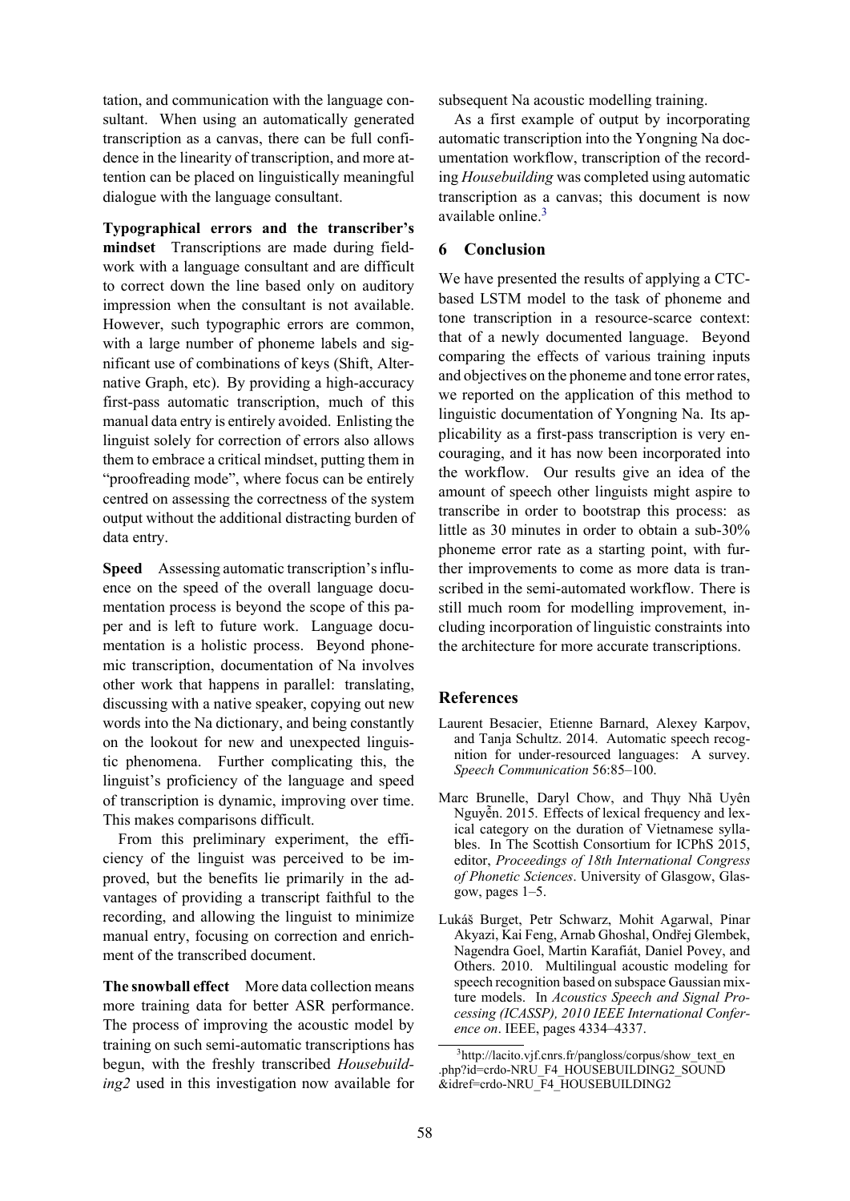tation, and communication with the language consultant. When using an automatically generated transcription as a canvas, there can be full confidence in the linearity of transcription, and more attention can be placed on linguistically meaningful dialogue with the language consultant.

**Typographical errors and the transcriber's mindset** Transcriptions are made during fieldwork with a language consultant and are difficult to correct down the line based only on auditory impression when the consultant is not available. However, such typographic errors are common, with a large number of phoneme labels and significant use of combinations of keys (Shift, Alternative Graph, etc). By providing a high-accuracy first-pass automatic transcription, much of this manual data entry is entirely avoided. Enlisting the linguist solely for correction of errors also allows them to embrace a critical mindset, putting them in "proofreading mode", where focus can be entirely centred on assessing the correctness of the system output without the additional distracting burden of data entry.

**Speed** Assessing automatic transcription's influence on the speed of the overall language documentation process is beyond the scope of this paper and is left to future work. Language documentation is a holistic process. Beyond phonemic transcription, documentation of Na involves other work that happens in parallel: translating, discussing with a native speaker, copying out new words into the Na dictionary, and being constantly on the lookout for new and unexpected linguistic phenomena. Further complicating this, the linguist's proficiency of the language and speed of transcription is dynamic, improving over time. This makes comparisons difficult.

From this preliminary experiment, the efficiency of the linguist was perceived to be improved, but the benefits lie primarily in the advantages of providing a transcript faithful to the recording, and allowing the linguist to minimize manual entry, focusing on correction and enrichment of the transcribed document.

**The snowball effect** More data collection means more training data for better ASR performance. The process of improving the acoustic model by training on such semi-automatic transcriptions has begun, with the freshly transcribed *Housebuilding2* used in this investigation now available for subsequent Na acoustic modelling training.

As a first example of output by incorporating automatic transcription into the Yongning Na documentation workflow, transcription of the recording *Housebuilding* was completed using automatic transcription as a canvas; this document is now available online.[3]

## 6 Conclusion

We have presented the results of applying a CTC-based LSTM model to the task of phoneme and tone transcription in a resource-scarce context: that of a newly documented language. Beyond comparing the effects of various training inputs and objectives on the phoneme and tone error rates, we reported on the application of this method to linguistic documentation of Yongning Na. Its applicability as a first-pass transcription is very encouraging, and it has now been incorporated into the workflow. Our results give an idea of the amount of speech other linguists might aspire to transcribe in order to bootstrap this process: as little as 30 minutes in order to obtain a sub-30% phoneme error rate as a starting point, with further improvements to come as more data is transcribed in the semi-automated workflow. There is still much room for modelling improvement, including incorporation of linguistic constraints into the architecture for more accurate transcriptions.

## References

Laurent Besacier, Etienne Barnard, Alexey Karpov, and Tanja Schultz. 2014. Automatic speech recognition for under-resourced languages: A survey. *Speech Communication* 56:85–100.

Marc Brunelle, Daryl Chow, and Thụy Nhã Uyên Nguyễn. 2015. Effects of lexical frequency and lexical category on the duration of Vietnamese syllables. In The Scottish Consortium for ICPhS 2015, editor, *Proceedings of 18th International Congress of Phonetic Sciences*. University of Glasgow, Glasgow, pages 1–5.

Lukáš Burget, Petr Schwarz, Mohit Agarwal, Pinar Akyazi, Kai Feng, Arnab Ghoshal, Ondřej Glembek, Nagendra Goel, Martin Karafiát, Daniel Povey, and Others. 2010. Multilingual acoustic modeling for speech recognition based on subspace Gaussian mixture models. In *Acoustics Speech and Signal Processing (ICASSP), 2010 IEEE International Conference on*. IEEE, pages 4334–4337.

[3] http://lacito.vjf.cnrs.fr/pangloss/corpus/show_text_en.php?id=crdo-NRU_F4_HOUSEBUILDING2_SOUND&idref=crdo-NRU_F4_HOUSEBUILDING2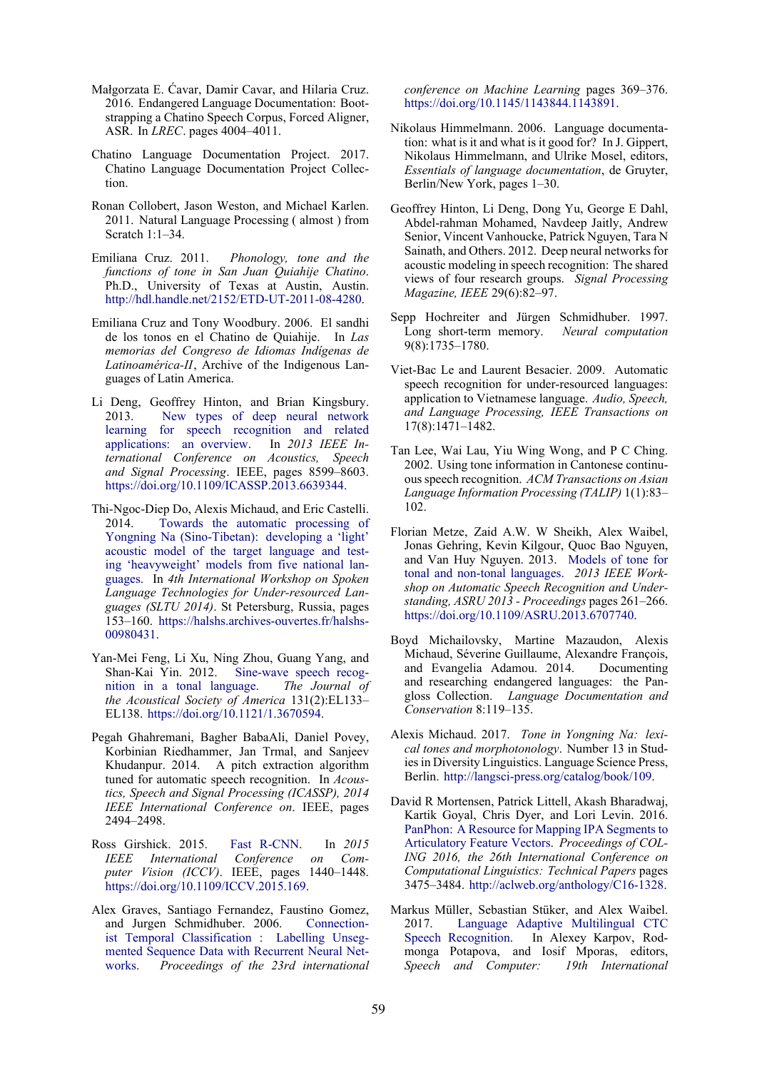Małgorzata E. Ćavar, Damir Cavar, and Hilaria Cruz. 2016. Endangered Language Documentation: Bootstrapping a Chatino Speech Corpus, Forced Aligner, ASR. In *LREC*. pages 4004–4011.

Chatino Language Documentation Project. 2017. Chatino Language Documentation Project Collection.

Ronan Collobert, Jason Weston, and Michael Karlen. 2011. Natural Language Processing ( almost ) from Scratch 1:1–34.

Emiliana Cruz. 2011. *Phonology, tone and the functions of tone in San Juan Quiahije Chatino*. Ph.D., University of Texas at Austin, Austin. http://hdl.handle.net/2152/ETD-UT-2011-08-4280.

Emiliana Cruz and Tony Woodbury. 2006. El sandhi de los tonos en el Chatino de Quiahije. In *Las memorias del Congreso de Idiomas Indígenas de Latinoamérica-II*, Archive of the Indigenous Languages of Latin America.

Li Deng, Geoffrey Hinton, and Brian Kingsbury. 2013. New types of deep neural network learning for speech recognition and related applications: an overview. In *2013 IEEE International Conference on Acoustics, Speech and Signal Processing*. IEEE, pages 8599–8603. https://doi.org/10.1109/ICASSP.2013.6639344.

Thi-Ngoc-Diep Do, Alexis Michaud, and Eric Castelli. 2014. Towards the automatic processing of Yongning Na (Sino-Tibetan): developing a 'light' acoustic model of the target language and testing 'heavyweight' models from five national languages. In *4th International Workshop on Spoken Language Technologies for Under-resourced Languages (SLTU 2014)*. St Petersburg, Russia, pages 153–160. https://halshs.archives-ouvertes.fr/halshs-00980431.

Yan-Mei Feng, Li Xu, Ning Zhou, Guang Yang, and Shan-Kai Yin. 2012. Sine-wave speech recognition in a tonal language. *The Journal of the Acoustical Society of America* 131(2):EL133–EL138. https://doi.org/10.1121/1.3670594.

Pegah Ghahremani, Bagher BabaAli, Daniel Povey, Korbinian Riedhammer, Jan Trmal, and Sanjeev Khudanpur. 2014. A pitch extraction algorithm tuned for automatic speech recognition. In *Acoustics, Speech and Signal Processing (ICASSP), 2014 IEEE International Conference on*. IEEE, pages 2494–2498.

Ross Girshick. 2015. Fast R-CNN. In *2015 IEEE International Conference on Computer Vision (ICCV)*. IEEE, pages 1440–1448. https://doi.org/10.1109/ICCV.2015.169.

Alex Graves, Santiago Fernandez, Faustino Gomez, and Jurgen Schmidhuber. 2006. Connectionist Temporal Classification : Labelling Unsegmented Sequence Data with Recurrent Neural Networks. *Proceedings of the 23rd international conference on Machine Learning* pages 369–376. https://doi.org/10.1145/1143844.1143891.

Nikolaus Himmelmann. 2006. Language documentation: what is it and what is it good for? In J. Gippert, Nikolaus Himmelmann, and Ulrike Mosel, editors, *Essentials of language documentation*, de Gruyter, Berlin/New York, pages 1–30.

Geoffrey Hinton, Li Deng, Dong Yu, George E Dahl, Abdel-rahman Mohamed, Navdeep Jaitly, Andrew Senior, Vincent Vanhoucke, Patrick Nguyen, Tara N Sainath, and Others. 2012. Deep neural networks for acoustic modeling in speech recognition: The shared views of four research groups. *Signal Processing Magazine, IEEE* 29(6):82–97.

Sepp Hochreiter and Jürgen Schmidhuber. 1997. Long short-term memory. *Neural computation* 9(8):1735–1780.

Viet-Bac Le and Laurent Besacier. 2009. Automatic speech recognition for under-resourced languages: application to Vietnamese language. *Audio, Speech, and Language Processing, IEEE Transactions on* 17(8):1471–1482.

Tan Lee, Wai Lau, Yiu Wing Wong, and P C Ching. 2002. Using tone information in Cantonese continuous speech recognition. *ACM Transactions on Asian Language Information Processing (TALIP)* 1(1):83–102.

Florian Metze, Zaid A.W. W Sheikh, Alex Waibel, Jonas Gehring, Kevin Kilgour, Quoc Bao Nguyen, and Van Huy Nguyen. 2013. Models of tone for tonal and non-tonal languages. *2013 IEEE Workshop on Automatic Speech Recognition and Understanding, ASRU 2013 - Proceedings* pages 261–266. https://doi.org/10.1109/ASRU.2013.6707740.

Boyd Michailovsky, Martine Mazaudon, Alexis Michaud, Séverine Guillaume, Alexandre François, and Evangelia Adamou. 2014. Documenting and researching endangered languages: the Pangloss Collection. *Language Documentation and Conservation* 8:119–135.

Alexis Michaud. 2017. *Tone in Yongning Na: lexical tones and morphotonology*. Number 13 in Studies in Diversity Linguistics. Language Science Press, Berlin. http://langsci-press.org/catalog/book/109.

David R Mortensen, Patrick Littell, Akash Bharadwaj, Kartik Goyal, Chris Dyer, and Lori Levin. 2016. PanPhon: A Resource for Mapping IPA Segments to Articulatory Feature Vectors. *Proceedings of COLING 2016, the 26th International Conference on Computational Linguistics: Technical Papers* pages 3475–3484. http://aclweb.org/anthology/C16-1328.

Markus Müller, Sebastian Stüker, and Alex Waibel. 2017. Language Adaptive Multilingual CTC Speech Recognition. In Alexey Karpov, Rodmonga Potapova, and Iosif Mporas, editors, *Speech and Computer: 19th International*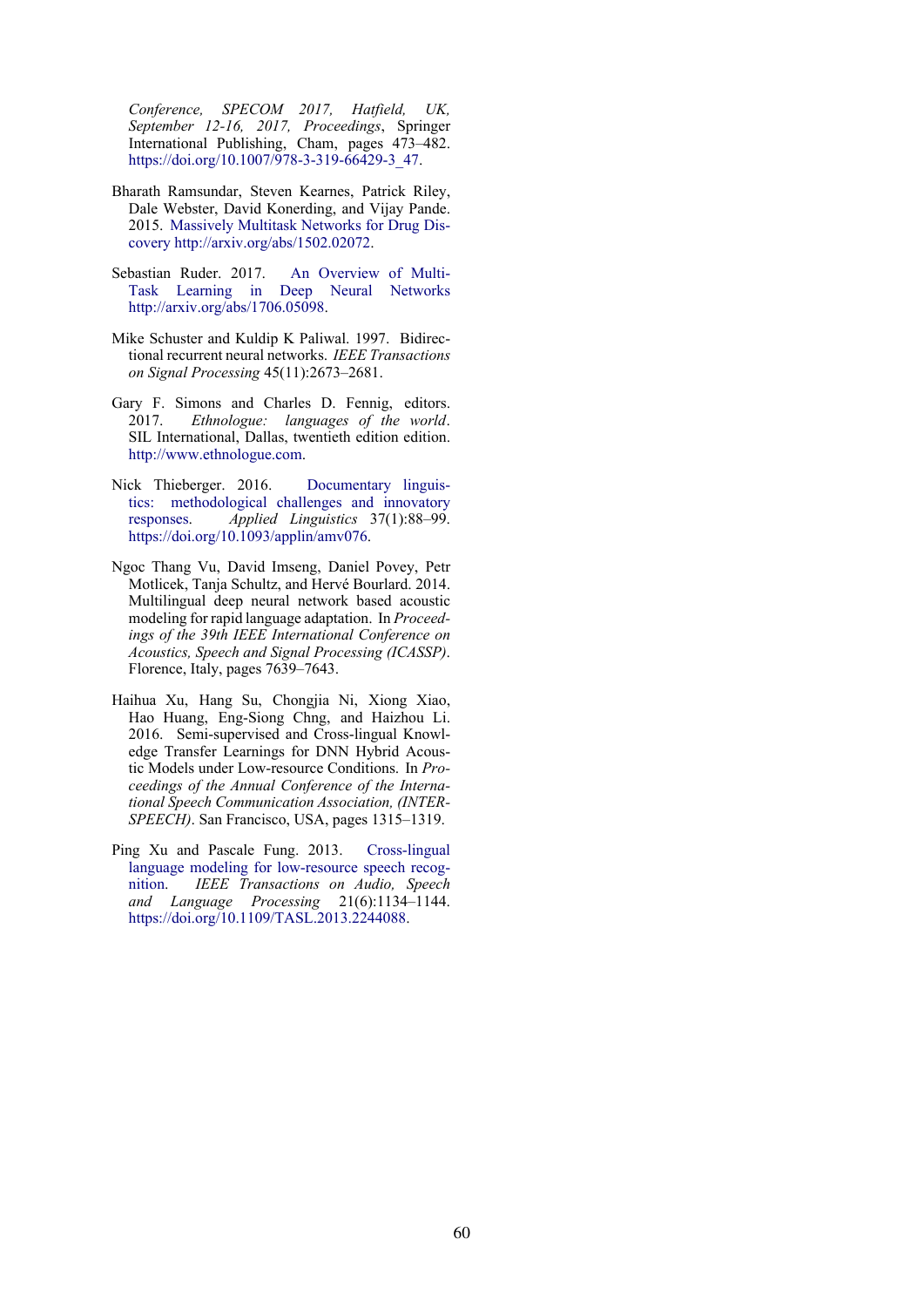*Conference, SPECOM 2017, Hatfield, UK, September 12-16, 2017, Proceedings*, Springer International Publishing, Cham, pages 473–482. https://doi.org/10.1007/978-3-319-66429-3_47.

Bharath Ramsundar, Steven Kearnes, Patrick Riley, Dale Webster, David Konerding, and Vijay Pande. 2015. Massively Multitask Networks for Drug Discovery http://arxiv.org/abs/1502.02072.

Sebastian Ruder. 2017. An Overview of Multi-Task Learning in Deep Neural Networks http://arxiv.org/abs/1706.05098.

Mike Schuster and Kuldip K Paliwal. 1997. Bidirectional recurrent neural networks. *IEEE Transactions on Signal Processing* 45(11):2673–2681.

Gary F. Simons and Charles D. Fennig, editors. 2017. *Ethnologue: languages of the world*. SIL International, Dallas, twentieth edition edition. http://www.ethnologue.com.

Nick Thieberger. 2016. Documentary linguistics: methodological challenges and innovatory responses. *Applied Linguistics* 37(1):88–99. https://doi.org/10.1093/applin/amv076.

Ngoc Thang Vu, David Imseng, Daniel Povey, Petr Motlicek, Tanja Schultz, and Hervé Bourlard. 2014. Multilingual deep neural network based acoustic modeling for rapid language adaptation. In *Proceedings of the 39th IEEE International Conference on Acoustics, Speech and Signal Processing (ICASSP)*. Florence, Italy, pages 7639–7643.

Haihua Xu, Hang Su, Chongjia Ni, Xiong Xiao, Hao Huang, Eng-Siong Chng, and Haizhou Li. 2016. Semi-supervised and Cross-lingual Knowledge Transfer Learnings for DNN Hybrid Acoustic Models under Low-resource Conditions. In *Proceedings of the Annual Conference of the International Speech Communication Association, (INTERSPEECH)*. San Francisco, USA, pages 1315–1319.

Ping Xu and Pascale Fung. 2013. Cross-lingual language modeling for low-resource speech recognition. *IEEE Transactions on Audio, Speech and Language Processing* 21(6):1134–1144. https://doi.org/10.1109/TASL.2013.2244088.